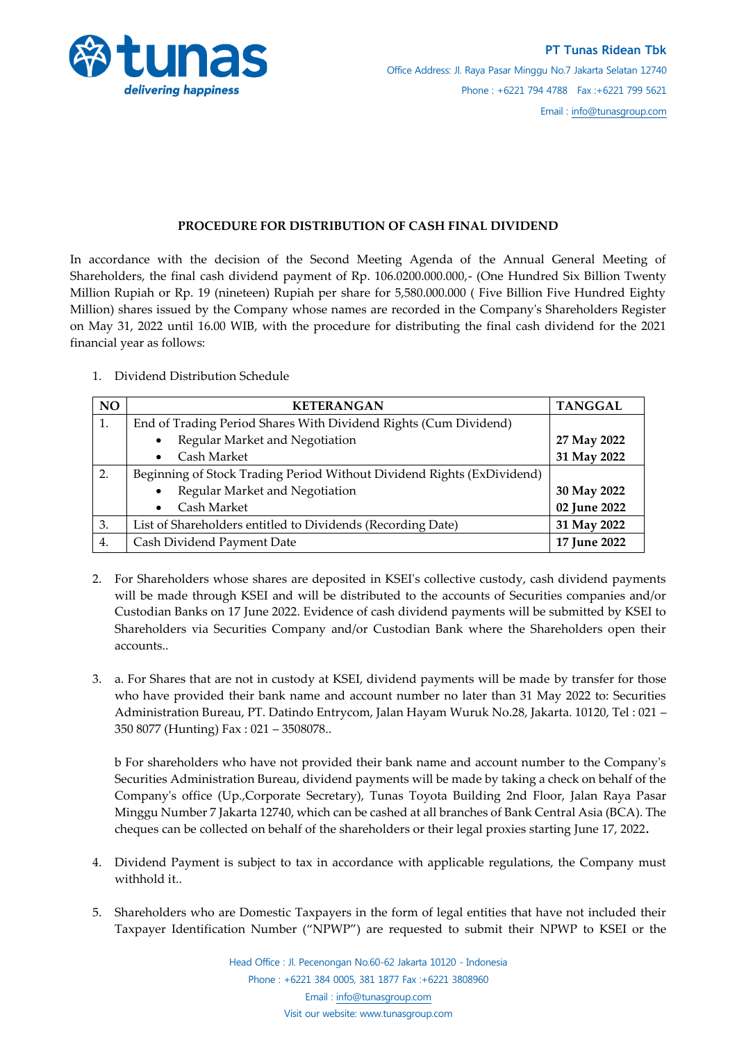**PT Tunas Ridean Tbk**

Office Address: Jl. Raya Pasar Minggu No.7 Jakarta Selatan 12740

Phone : +6221 794 4788 Fax :+6221 799 5621

Email : info@tunasgroup.com

## PROCEDURE FOR DISTRIBUTION OF CASH FINAL DIVIDEND

In accordance with the decision of the Second Meeting Agenda of the Annual General Meeting of Shareholders, the final cash dividend payment of Rp. 106.0200.000.000,- (One Hundred Six Billion Twenty Million Rupiah or Rp. 19 (nineteen) Rupiah per share for 5,580.000.000 ( Five Billion Five Hundred Eighty Million) shares issued by the Company whose names are recorded in the Company's Shareholders Register on May 31, 2022 until 16.00 WIB, with the procedure for distributing the final cash dividend for the 2021 financial year as follows:

1. Dividend Distribution Schedule

| NO | KETERANGAN | TANGGAL |
|---|---|---|
| 1. | End of Trading Period Shares With Dividend Rights (Cum Dividend) | |
| | • Regular Market and Negotiation | **27 May 2022** |
| | • Cash Market | **31 May 2022** |
| 2. | Beginning of Stock Trading Period Without Dividend Rights (ExDividend) | |
| | • Regular Market and Negotiation | **30 May 2022** |
| | • Cash Market | **02 June 2022** |
| 3. | List of Shareholders entitled to Dividends (Recording Date) | **31 May 2022** |
| 4. | Cash Dividend Payment Date | **17 June 2022** |

2. For Shareholders whose shares are deposited in KSEI's collective custody, cash dividend payments will be made through KSEI and will be distributed to the accounts of Securities companies and/or Custodian Banks on 17 June 2022. Evidence of cash dividend payments will be submitted by KSEI to Shareholders via Securities Company and/or Custodian Bank where the Shareholders open their accounts..

3. a. For Shares that are not in custody at KSEI, dividend payments will be made by transfer for those who have provided their bank name and account number no later than 31 May 2022 to: Securities Administration Bureau, PT. Datindo Entrycom, Jalan Hayam Wuruk No.28, Jakarta. 10120, Tel : 021 – 350 8077 (Hunting) Fax : 021 – 3508078..

   b For shareholders who have not provided their bank name and account number to the Company's Securities Administration Bureau, dividend payments will be made by taking a check on behalf of the Company's office (Up.,Corporate Secretary), Tunas Toyota Building 2nd Floor, Jalan Raya Pasar Minggu Number 7 Jakarta 12740, which can be cashed at all branches of Bank Central Asia (BCA). The cheques can be collected on behalf of the shareholders or their legal proxies starting June 17, 2022**.**

4. Dividend Payment is subject to tax in accordance with applicable regulations, the Company must withhold it..

5. Shareholders who are Domestic Taxpayers in the form of legal entities that have not included their Taxpayer Identification Number ("NPWP") are requested to submit their NPWP to KSEI or the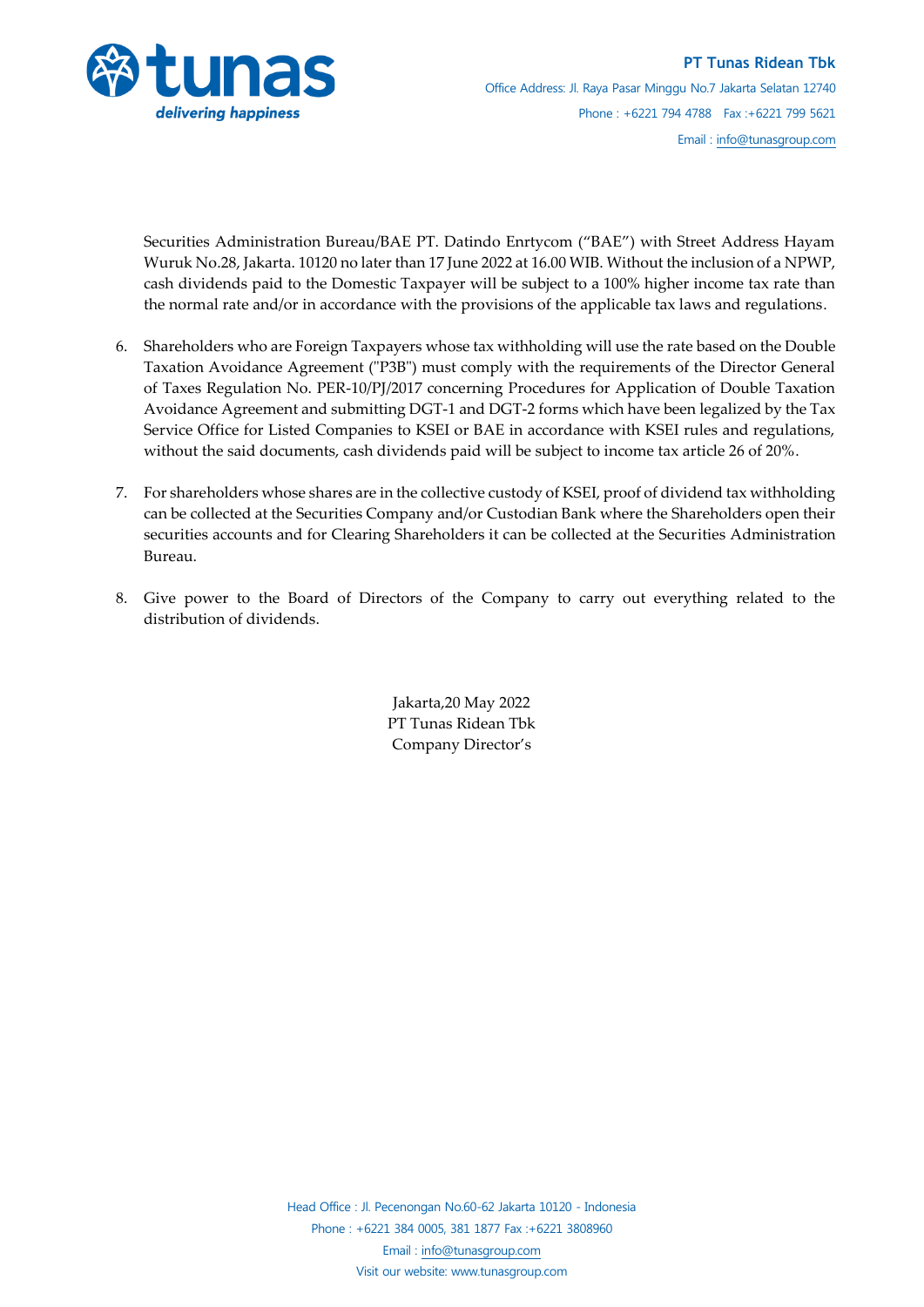Securities Administration Bureau/BAE PT. Datindo Enrtycom ("BAE") with Street Address Hayam Wuruk No.28, Jakarta. 10120 no later than 17 June 2022 at 16.00 WIB. Without the inclusion of a NPWP, cash dividends paid to the Domestic Taxpayer will be subject to a 100% higher income tax rate than the normal rate and/or in accordance with the provisions of the applicable tax laws and regulations.

6. Shareholders who are Foreign Taxpayers whose tax withholding will use the rate based on the Double Taxation Avoidance Agreement ("P3B") must comply with the requirements of the Director General of Taxes Regulation No. PER-10/PJ/2017 concerning Procedures for Application of Double Taxation Avoidance Agreement and submitting DGT-1 and DGT-2 forms which have been legalized by the Tax Service Office for Listed Companies to KSEI or BAE in accordance with KSEI rules and regulations, without the said documents, cash dividends paid will be subject to income tax article 26 of 20%.

7. For shareholders whose shares are in the collective custody of KSEI, proof of dividend tax withholding can be collected at the Securities Company and/or Custodian Bank where the Shareholders open their securities accounts and for Clearing Shareholders it can be collected at the Securities Administration Bureau.

8. Give power to the Board of Directors of the Company to carry out everything related to the distribution of dividends.

Jakarta,20 May 2022
PT Tunas Ridean Tbk
Company Director's